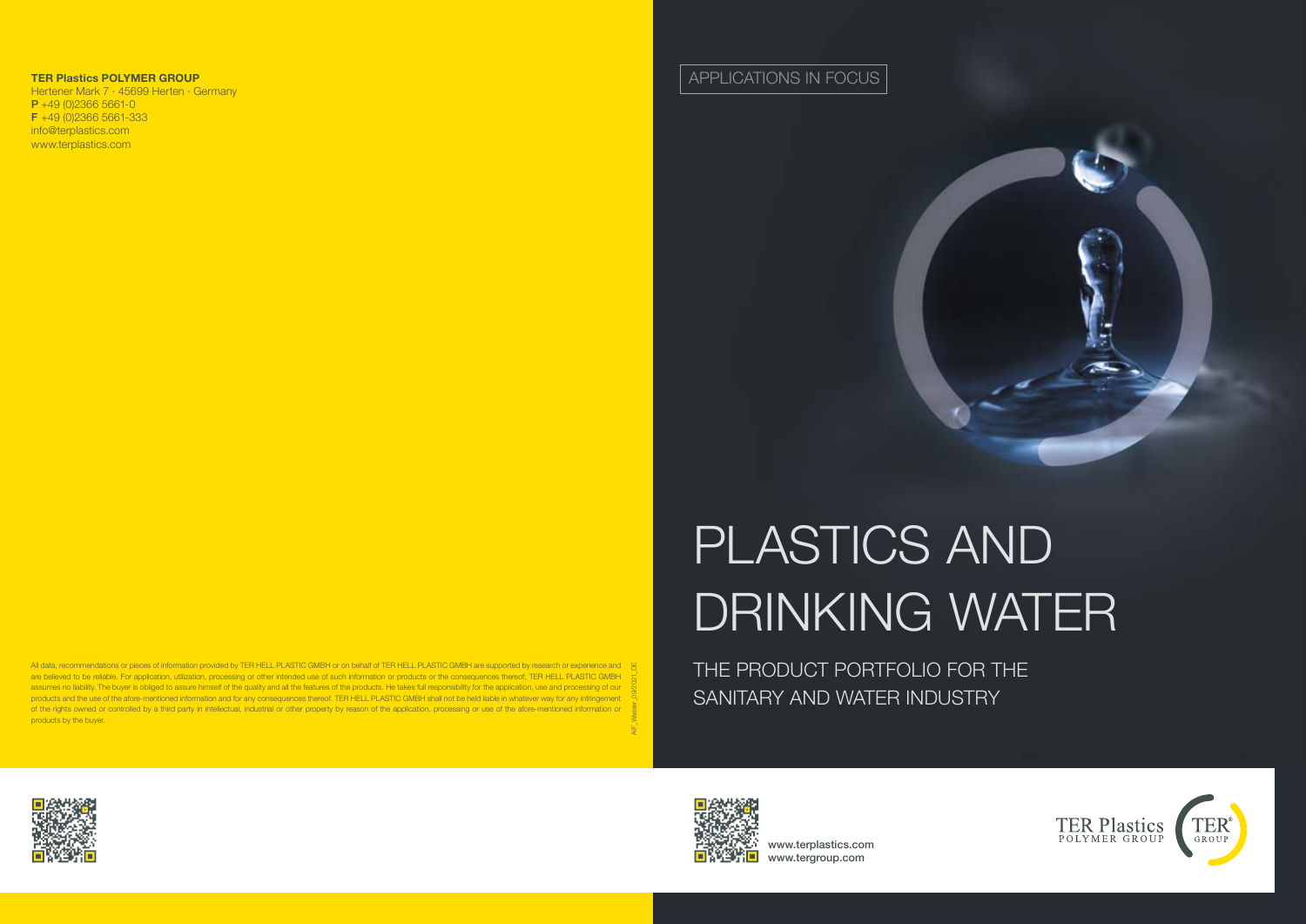**TER Plastics POLYMER GROUP**
Hertener Mark 7 · 45699 Herten · Germany
**P** +49 (0)2366 5661-0
**F** +49 (0)2366 5661-333
info@terplastics.com
www.terplastics.com

All data, recommendations or pieces of information provided by TER HELL PLASTIC GMBH or on behalf of TER HELL PLASTIC GMBH are supported by research or experience and are believed to be reliable. For application, utilization, processing or other intended use of such information or products or the consequences thereof, TER HELL PLASTIC GMBH assumes no liability. The buyer is obliged to assure himself of the quality and all the features of the products. He takes full responsibility for the application, use and processing of our products and the use of the afore-mentioned information and for any consequences thereof. TER HELL PLASTIC GMBH shall not be held liable in whatever way for any infringement of the rights owned or controlled by a third party in intellectual, industrial or other property by reason of the application, processing or use of the afore-mentioned information or products by the buyer.

AiF_Wasser_03/2021_DE

APPLICATIONS IN FOCUS

# PLASTICS AND DRINKING WATER

## THE PRODUCT PORTFOLIO FOR THE SANITARY AND WATER INDUSTRY

www.terplastics.com
www.tergroup.com

TER Plastics POLYMER GROUP

TER® GROUP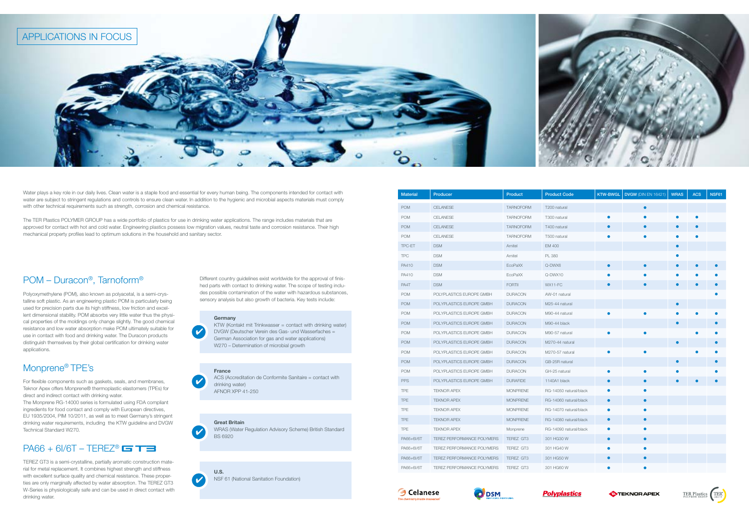# APPLICATIONS IN FOCUS

Water plays a key role in our daily lives. Clean water is a staple food and essential for every human being. The components intended for contact with water are subject to stringent regulations and controls to ensure clean water. In addition to the hygienic and microbial aspects materials must comply with other technical requirements such as strength, corrosion and chemical resistance.

The TER Plastics POLYMER GROUP has a wide portfolio of plastics for use in drinking water applications. The range includes materials that are approved for contact with hot and cold water. Engineering plastics possess low migration values, neutral taste and corrosion resistance. Their high mechanical property profiles lead to optimum solutions in the household and sanitary sector.

## POM – Duracon®, Tarnoform®

Polyoxymethylene (POM), also known as polyacetal, is a semi-crystalline soft plastic. As an engineering plastic POM is particularly being used for precision parts due its high stiffness, low friction and excellent dimensional stability. POM absorbs very little water thus the physical properties of the moldings only change slightly. The good chemical resistance and low water absorption make POM ultimately suitable for use in contact with food and drinking water. The Duracon products distinguish themselves by their global certification for drinking water applications.

## Monprene® TPE's

For flexible components such as gaskets, seals, and membranes, Teknor Apex offers Monprene® thermoplastic elastomers (TPEs) for direct and indirect contact with drinking water.
The Monprene RG-14000 series is formulated using FDA compliant ingredients for food contact and comply with European directives, EU 1935/2004, PIM 10/2011, as well as to meet Germany's stringent drinking water requirements, including the KTW guideline and DVGW Technical Standard W270.

## PA66 + 6I/6T – TEREZ® GT3

TEREZ GT3 is a semi-crystalline, partially aromatic construction material for metal replacement. It combines highest strength and stiffness with excellent surface quality and chemical resistance. These properties are only marginally affected by water absorption. The TEREZ GT3 W-Series is physiologically safe and can be used in direct contact with drinking water.

Different country guidelines exist worldwide for the approval of finished parts with contact to drinking water. The scope of testing includes possible contamination of the water with hazardous substances, sensory analysis but also growth of bacteria. Key tests include:

**Germany**
KTW (Kontakt mit Trinkwasser = contact with drinking water)
DVGW (Deutscher Verein des Gas- und Wasserfaches = German Association for gas and water applications)
W270 – Determination of microbial growth

**France**
ACS (Accreditation de Conformite Sanitaire = contact with drinking water)
AFNOR XPP 41-250

**Great Britain**
WRAS (Water Regulation Advisory Scheme) British Standard BS 6920

**U.S.**
NSF 61 (National Sanitation Foundation)

| Material | Producer | Product | Product Code | KTW-BGWL | DVGW (DIN EN 16421) | WRAS | ACS | NSF61 |
|---|---|---|---|---|---|---|---|---|
| POM | CELANESE | TARNOFORM | T200 natural | | ● | | | |
| POM | CELANESE | TARNOFORM | T300 natural | ● | ● | ● | ● | |
| POM | CELANESE | TARNOFORM | T400 natural | ● | ● | ● | ● | |
| POM | CELANESE | TARNOFORM | T500 natural | ● | ● | ● | ● | |
| TPC-ET | DSM | Arnitel | EM 400 | | | ● | | |
| TPC | DSM | Arnitel | PL 380 | | | ● | | |
| PA410 | DSM | EcoPaXX | Q-DWX6 | ● | ● | ● | ● | ● |
| PA410 | DSM | EcoPaXX | Q-DWX10 | ● | ● | ● | ● | ● |
| PA4T | DSM | FORTII | WX11-FC | ● | ● | ● | ● | ● |
| POM | POLYPLASTICS EUROPE GMBH | DURACON | AW-01 natural | | | | | ● |
| POM | POLYPLASTICS EUROPE GMBH | DURACON | M25-44 natural | | | ● | | |
| POM | POLYPLASTICS EUROPE GMBH | DURACON | M90-44 natural | ● | ● | ● | ● | ● |
| POM | POLYPLASTICS EUROPE GMBH | DURACON | M90-44 black | | | ● | | ● |
| POM | POLYPLASTICS EUROPE GMBH | DURACON | M90-57 natural | ● | ● | | ● | ● |
| POM | POLYPLASTICS EUROPE GMBH | DURACON | M270-44 natural | | | ● | | ● |
| POM | POLYPLASTICS EUROPE GMBH | DURACON | M270-57 natural | ● | ● | | ● | ● |
| POM | POLYPLASTICS EUROPE GMBH | DURACON | GB-25R natural | | | ● | | ● |
| POM | POLYPLASTICS EUROPE GMBH | DURACON | GH-25 natural | ● | ● | ● | | ● |
| PPS | POLYPLASTICS EUROPE GMBH | DURAFIDE | 1140A1 black | ● | ● | ● | ● | ● |
| TPE | TEKNOR APEX | MONPRENE | RG-14050 natural/black | ● | ● | | | |
| TPE | TEKNOR APEX | MONPRENE | RG-14060 natural/black | ● | ● | | | |
| TPE | TEKNOR APEX | MONPRENE | RG-14070 natural/black | ● | ● | | | |
| TPE | TEKNOR APEX | MONPRENE | RG-14080 natural/black | ● | ● | | | |
| TPE | TEKNOR APEX | Monprene | RG-14090 natural/black | ● | ● | | | |
| PA66+6I/6T | TEREZ PERFORMANCE POLYMERS | TEREZ GT3 | 301 HG30 W | ● | ● | | | |
| PA66+6I/6T | TEREZ PERFORMANCE POLYMERS | TEREZ GT3 | 301 HG40 W | ● | ● | | | |
| PA66+6I/6T | TEREZ PERFORMANCE POLYMERS | TEREZ GT3 | 301 HG50 W | ● | ● | | | |
| PA66+6I/6T | TEREZ PERFORMANCE POLYMERS | TEREZ GT3 | 301 HG60 W | ● | ● | | | |